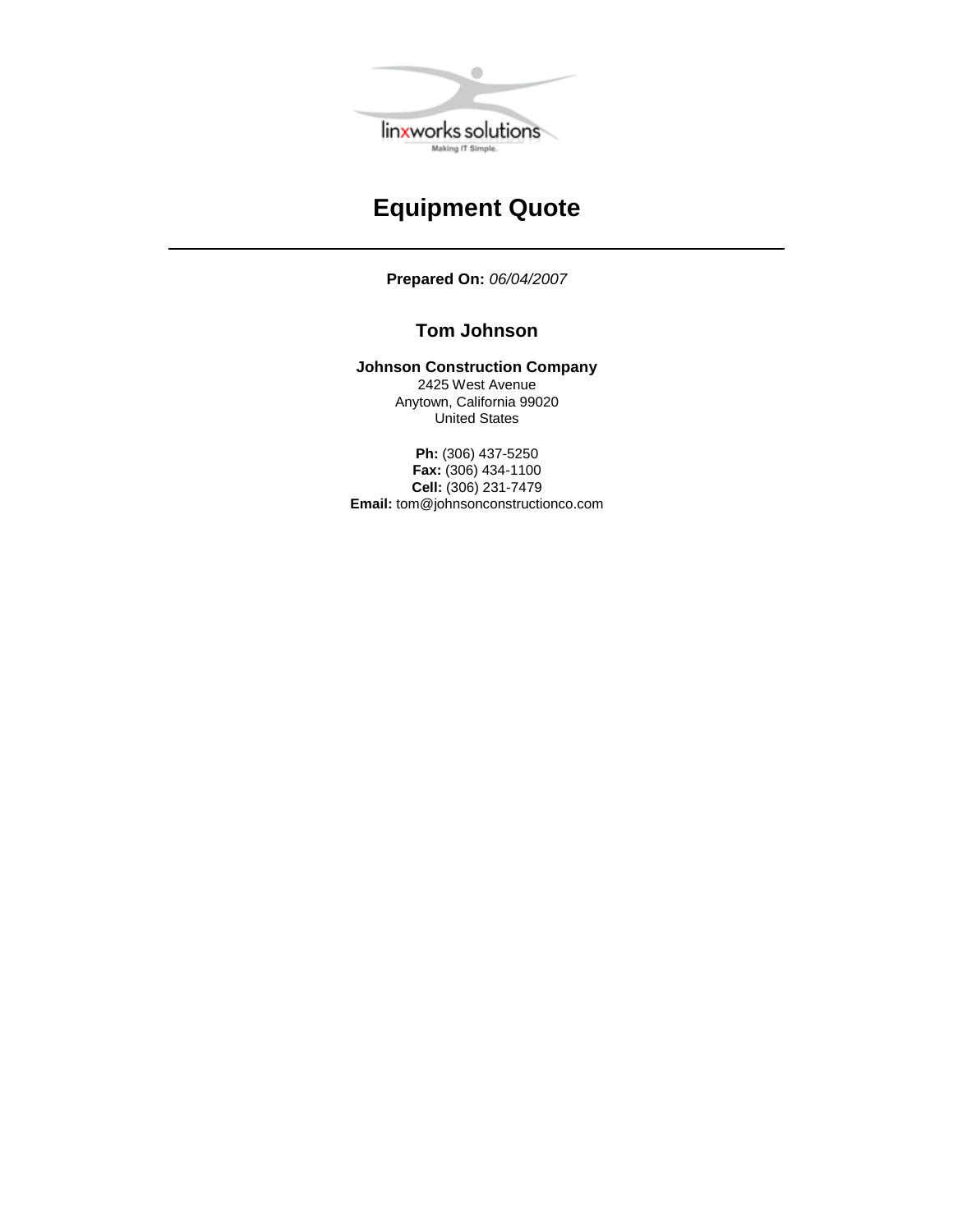# Equipment Quote

---

**Prepared On:** *06/04/2007*

## Tom Johnson

**Johnson Construction Company**
2425 West Avenue
Anytown, California 99020
United States

**Ph:** (306) 437-5250
**Fax:** (306) 434-1100
**Cell:** (306) 231-7479
**Email:** tom@johnsonconstructionco.com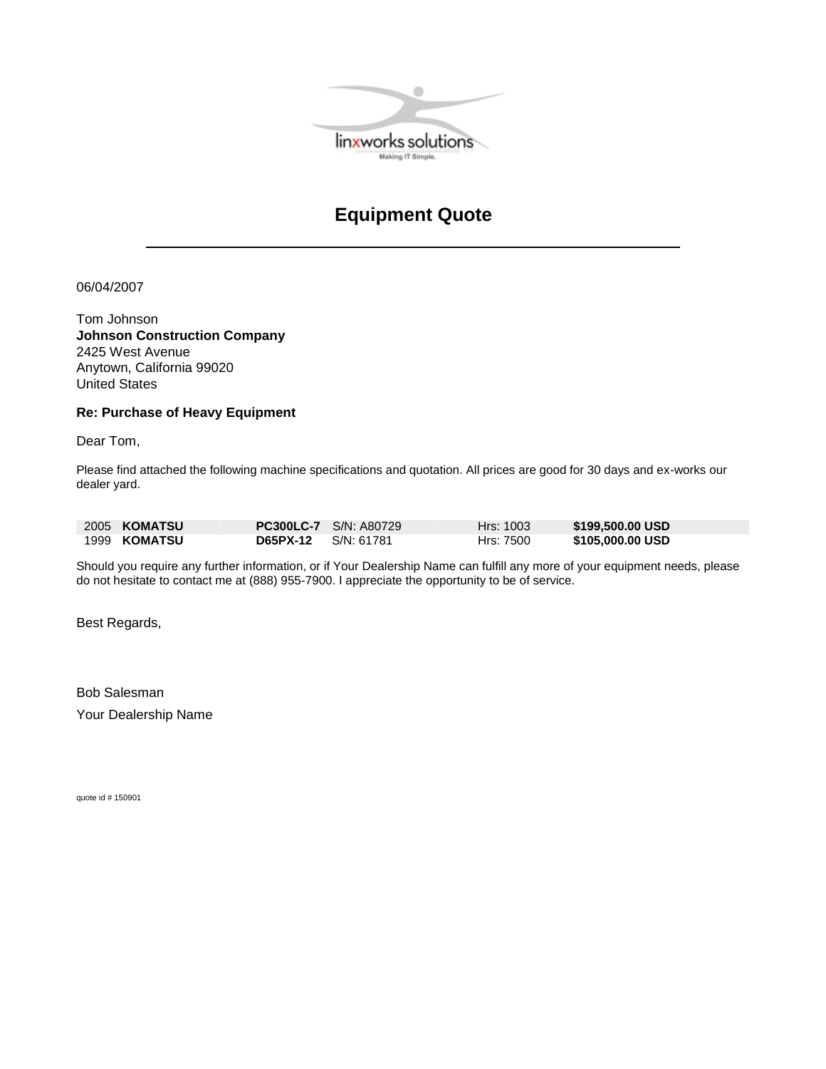# Equipment Quote

06/04/2007

Tom Johnson
**Johnson Construction Company**
2425 West Avenue
Anytown, California 99020
United States

**Re: Purchase of Heavy Equipment**

Dear Tom,

Please find attached the following machine specifications and quotation. All prices are good for 30 days and ex-works our dealer yard.

| Year | Make | Model | Serial | Hours | Price |
|---|---|---|---|---|---|
| 2005 | **KOMATSU** | **PC300LC-7** | S/N: A80729 | Hrs: 1003 | **$199,500.00 USD** |
| 1999 | **KOMATSU** | **D65PX-12** | S/N: 61781 | Hrs: 7500 | **$105,000.00 USD** |

Should you require any further information, or if Your Dealership Name can fulfill any more of your equipment needs, please do not hesitate to contact me at (888) 955-7900. I appreciate the opportunity to be of service.

Best Regards,

Bob Salesman
Your Dealership Name

quote id # 150901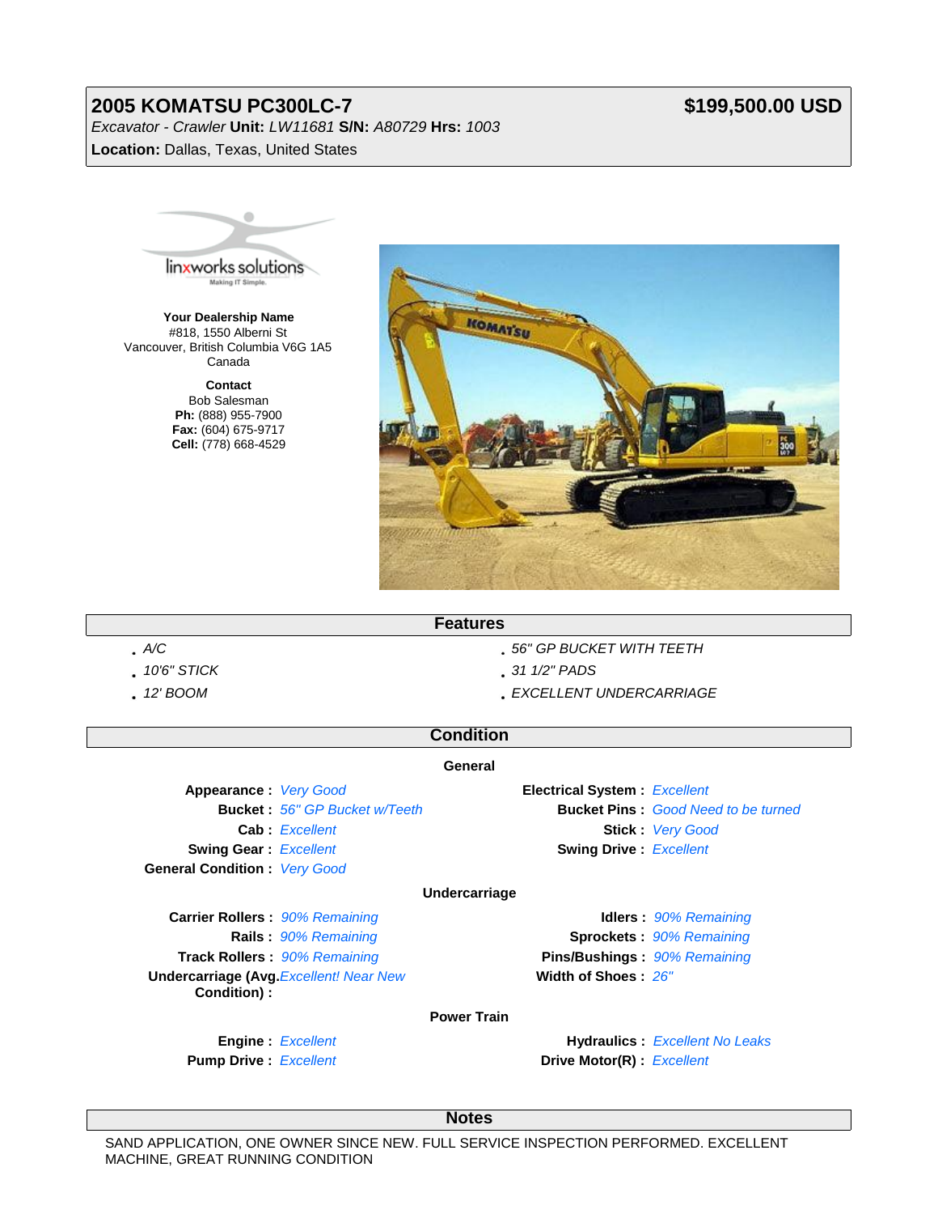## 2005 KOMATSU PC300LC-7 — $199,500.00 USD

*Excavator - Crawler* **Unit:** *LW11681* **S/N:** *A80729* **Hrs:** *1003*

**Location:** Dallas, Texas, United States

linxworks solutions
Making IT Simple.

**Your Dealership Name**
#818, 1550 Alberni St
Vancouver, British Columbia V6G 1A5
Canada

**Contact**
Bob Salesman
**Ph:** (888) 955-7900
**Fax:** (604) 675-9717
**Cell:** (778) 668-4529

### Features

- *A/C*
- *10'6" STICK*
- *12' BOOM*
- *56" GP BUCKET WITH TEETH*
- *31 1/2" PADS*
- *EXCELLENT UNDERCARRIAGE*

### Condition

#### General

| | | | |
|---|---|---|---|
| **Appearance :** | *Very Good* | **Electrical System :** | *Excellent* |
| **Bucket :** | *56" GP Bucket w/Teeth* | **Bucket Pins :** | *Good Need to be turned* |
| **Cab :** | *Excellent* | **Stick :** | *Very Good* |
| **Swing Gear :** | *Excellent* | **Swing Drive :** | *Excellent* |
| **General Condition :** | *Very Good* | | |

#### Undercarriage

| | | | |
|---|---|---|---|
| **Carrier Rollers :** | *90% Remaining* | **Idlers :** | *90% Remaining* |
| **Rails :** | *90% Remaining* | **Sprockets :** | *90% Remaining* |
| **Track Rollers :** | *90% Remaining* | **Pins/Bushings :** | *90% Remaining* |
| **Undercarriage (Avg. Condition) :** | *Excellent! Near New* | **Width of Shoes :** | *26"* |

#### Power Train

| | | | |
|---|---|---|---|
| **Engine :** | *Excellent* | **Hydraulics :** | *Excellent No Leaks* |
| **Pump Drive :** | *Excellent* | **Drive Motor(R) :** | *Excellent* |

### Notes

SAND APPLICATION, ONE OWNER SINCE NEW. FULL SERVICE INSPECTION PERFORMED. EXCELLENT MACHINE, GREAT RUNNING CONDITION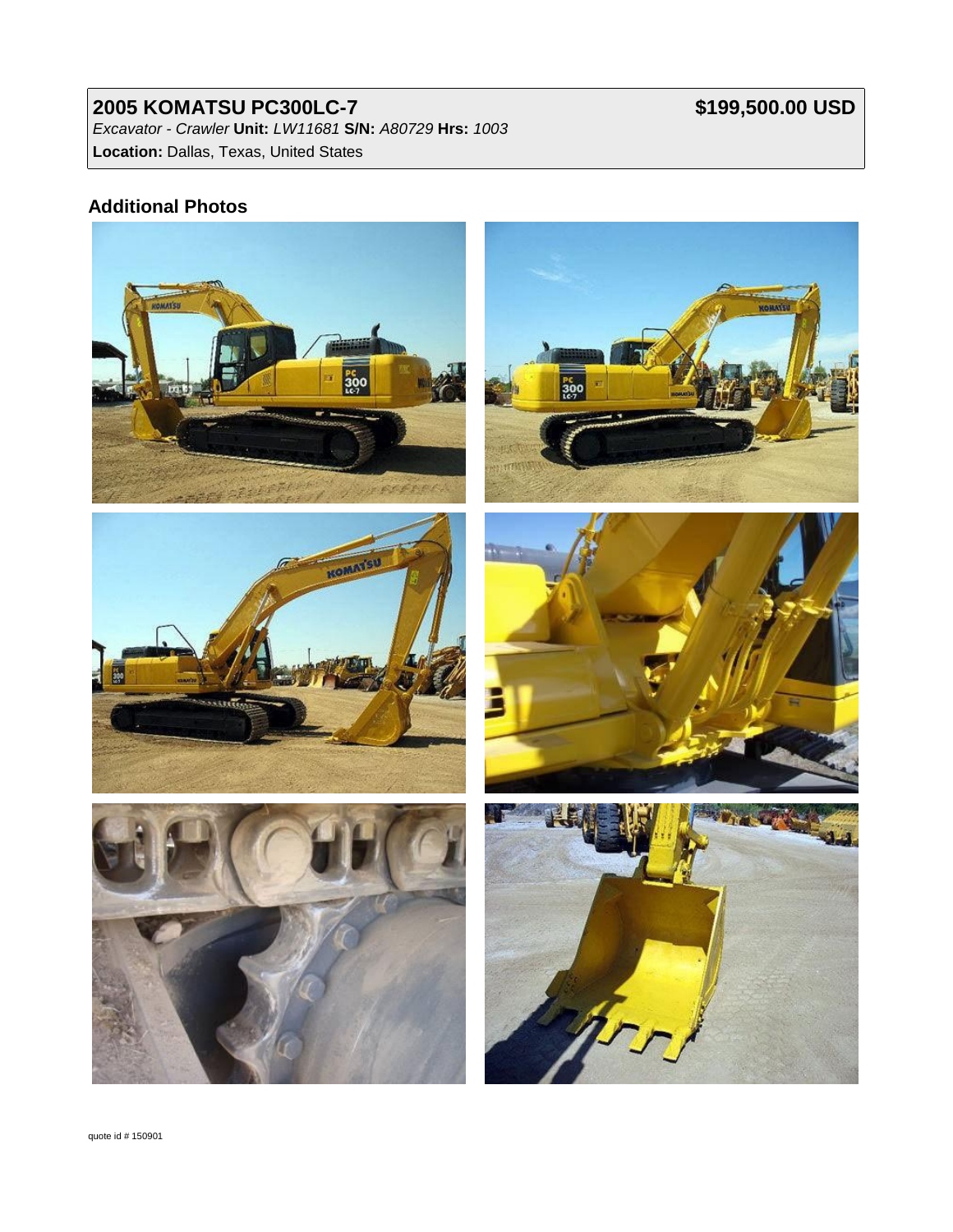## 2005 KOMATSU PC300LC-7 — $199,500.00 USD

*Excavator - Crawler* **Unit:** *LW11681* **S/N:** *A80729* **Hrs:** *1003*

**Location:** Dallas, Texas, United States

### Additional Photos

quote id # 150901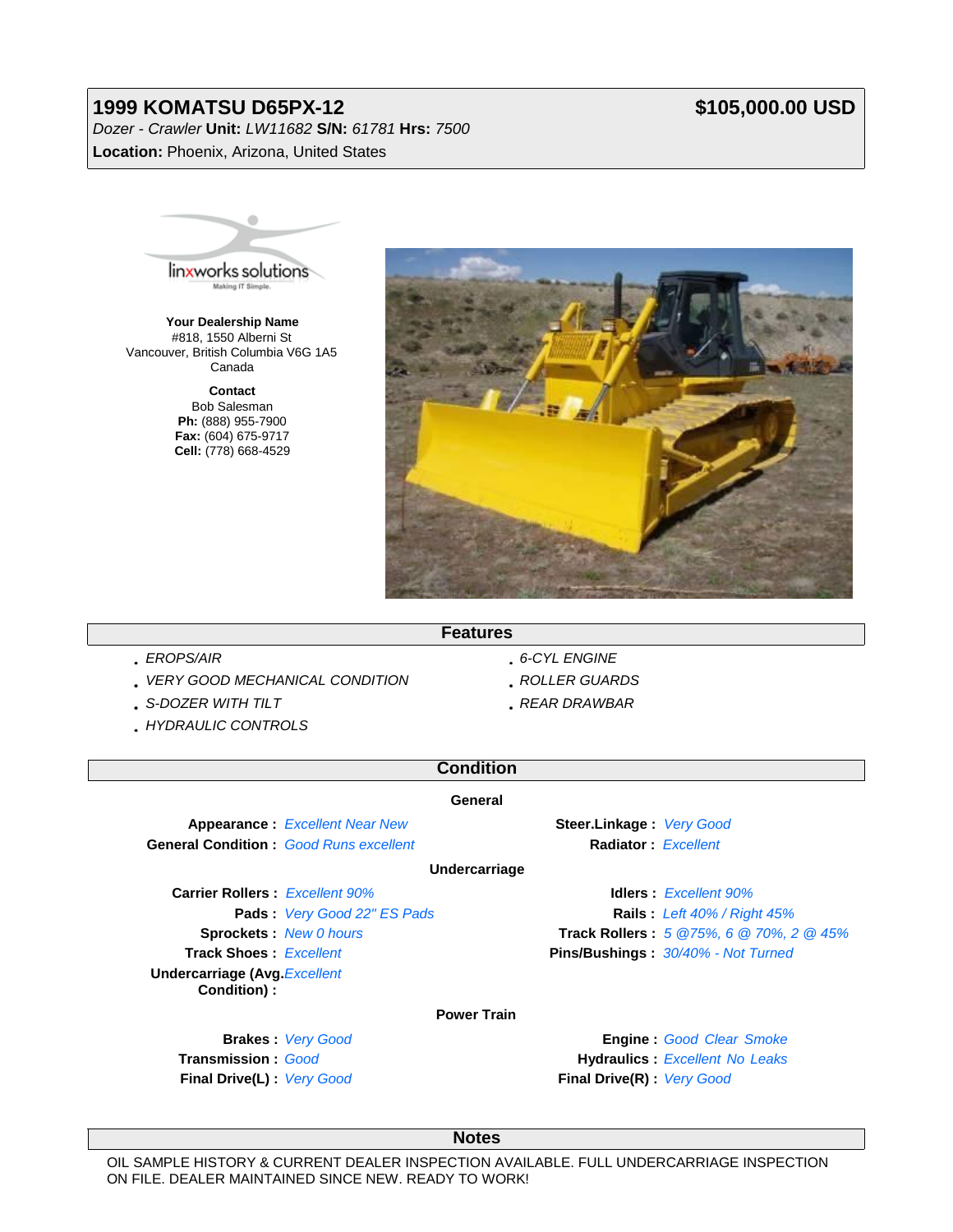# 1999 KOMATSU D65PX-12 — $105,000.00 USD

*Dozer - Crawler* **Unit:** *LW11682* **S/N:** *61781* **Hrs:** *7500*

**Location:** Phoenix, Arizona, United States

linxworks solutions
Making IT Simple.

**Your Dealership Name**
#818, 1550 Alberni St
Vancouver, British Columbia V6G 1A5
Canada

**Contact**
Bob Salesman
**Ph:** (888) 955-7900
**Fax:** (604) 675-9717
**Cell:** (778) 668-4529

## Features

- *EROPS/AIR*
- *VERY GOOD MECHANICAL CONDITION*
- *S-DOZER WITH TILT*
- *HYDRAULIC CONTROLS*
- *6-CYL ENGINE*
- *ROLLER GUARDS*
- *REAR DRAWBAR*

## Condition

### General

| | | | |
|---|---|---|---|
| **Appearance :** | *Excellent Near New* | **Steer.Linkage :** | *Very Good* |
| **General Condition :** | *Good Runs excellent* | **Radiator :** | *Excellent* |

### Undercarriage

| | | | |
|---|---|---|---|
| **Carrier Rollers :** | *Excellent 90%* | **Idlers :** | *Excellent 90%* |
| **Pads :** | *Very Good 22" ES Pads* | **Rails :** | *Left 40% / Right 45%* |
| **Sprockets :** | *New 0 hours* | **Track Rollers :** | *5 @75%, 6 @ 70%, 2 @ 45%* |
| **Track Shoes :** | *Excellent* | **Pins/Bushings :** | *30/40% - Not Turned* |
| **Undercarriage (Avg. Condition) :** | *Excellent* | | |

### Power Train

| | | | |
|---|---|---|---|
| **Brakes :** | *Very Good* | **Engine :** | *Good Clear Smoke* |
| **Transmission :** | *Good* | **Hydraulics :** | *Excellent No Leaks* |
| **Final Drive(L) :** | *Very Good* | **Final Drive(R) :** | *Very Good* |

## Notes

OIL SAMPLE HISTORY & CURRENT DEALER INSPECTION AVAILABLE. FULL UNDERCARRIAGE INSPECTION ON FILE. DEALER MAINTAINED SINCE NEW. READY TO WORK!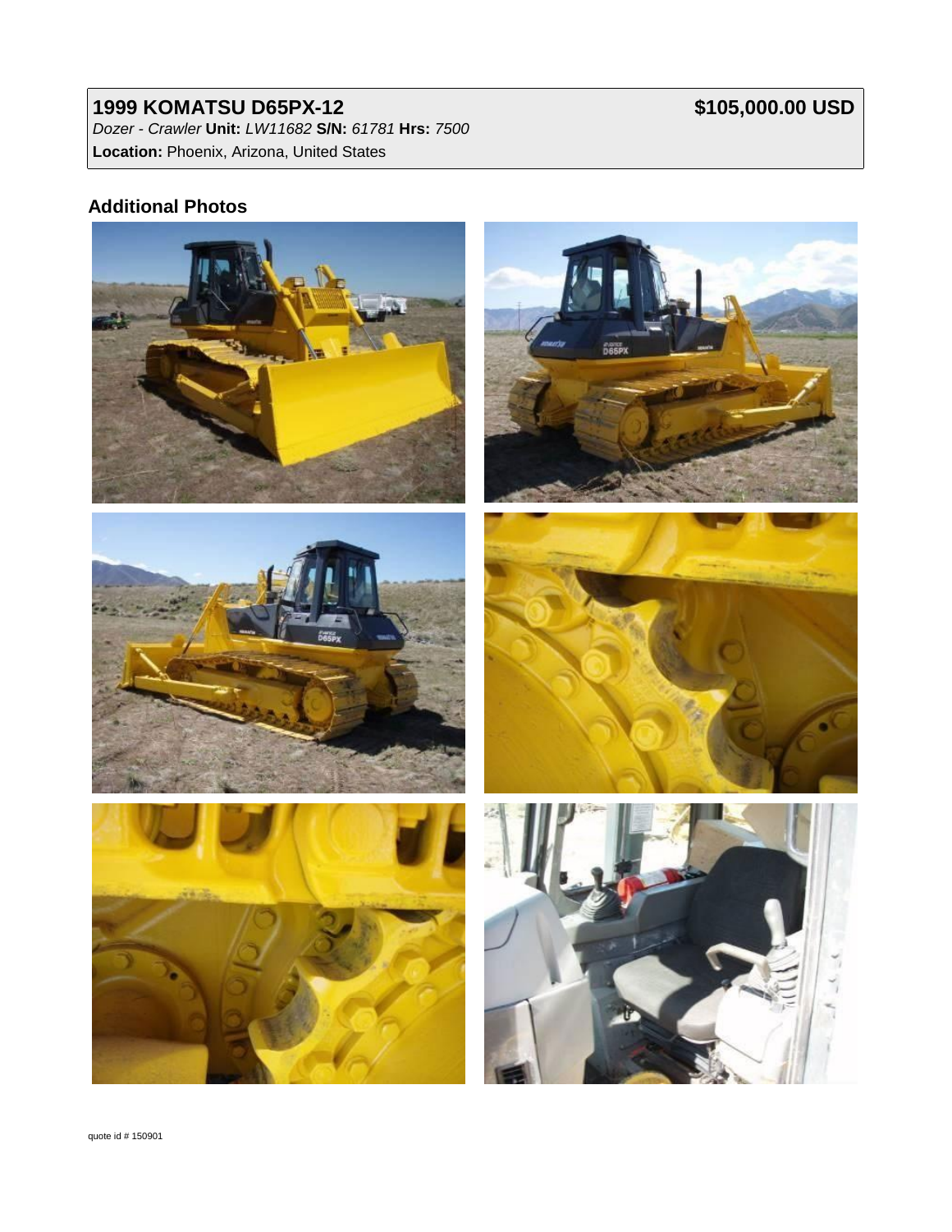## 1999 KOMATSU D65PX-12 $105,000.00 USD

*Dozer - Crawler* **Unit:** *LW11682* **S/N:** *61781* **Hrs:** *7500*

**Location:** Phoenix, Arizona, United States

### Additional Photos

quote id # 150901